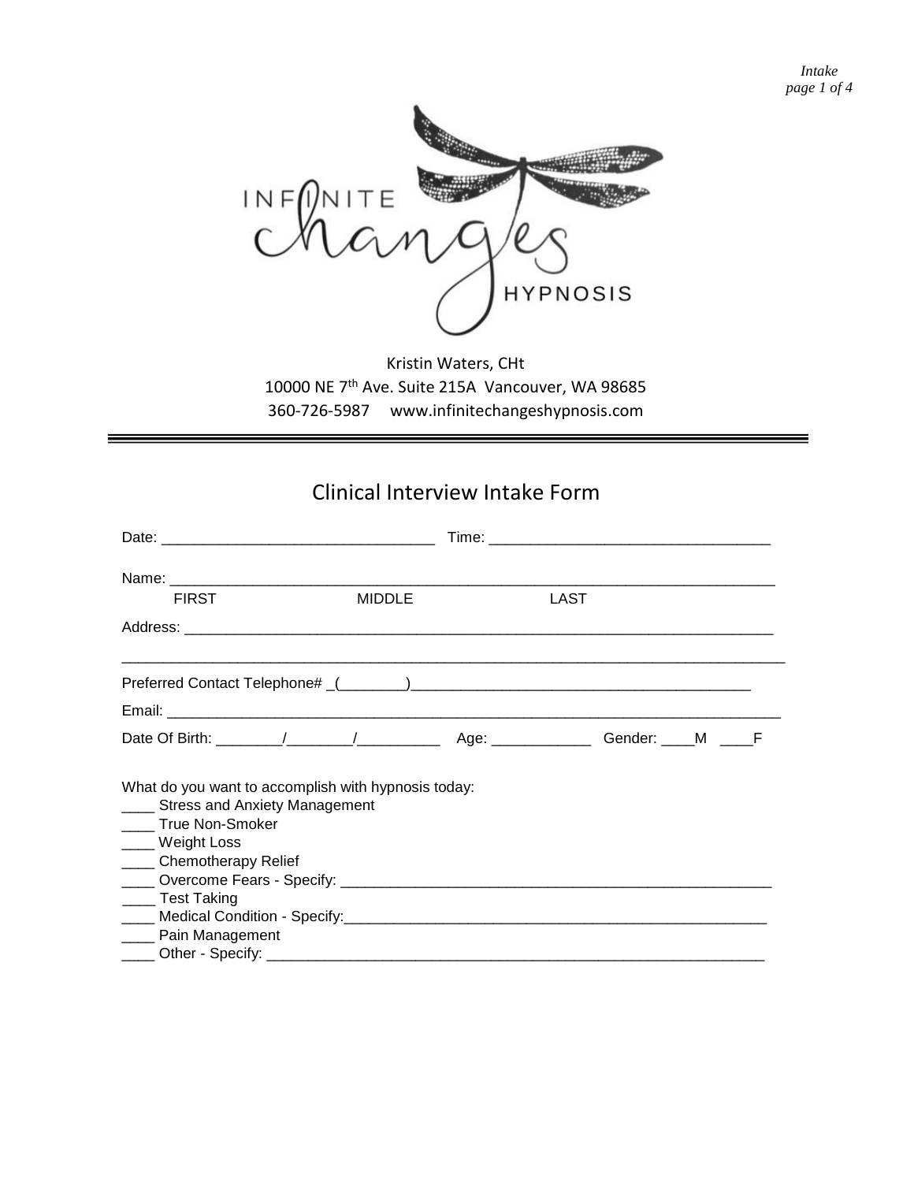INFINITE changes HYPNOSIS

Kristin Waters, CHt
10000 NE 7th Ave. Suite 215A Vancouver, WA 98685
360-726-5987 www.infinitechangeshypnosis.com

---

# Clinical Interview Intake Form

Date: ________________________________ Time: ________________________________

Name: ______________________________________________________________________
FIRST MIDDLE LAST

Address: ____________________________________________________________________

_____________________________________________________________________________

Preferred Contact Telephone# _(________)_________________________________________

Email: ______________________________________________________________________

Date Of Birth: ________/________/__________ Age: ____________ Gender: ____M ____F

What do you want to accomplish with hypnosis today:

____ Stress and Anxiety Management
____ True Non-Smoker
____ Weight Loss
____ Chemotherapy Relief
____ Overcome Fears - Specify: ___________________________________________________
____ Test Taking
____ Medical Condition - Specify:__________________________________________________
____ Pain Management
____ Other - Specify: _________________________________________________________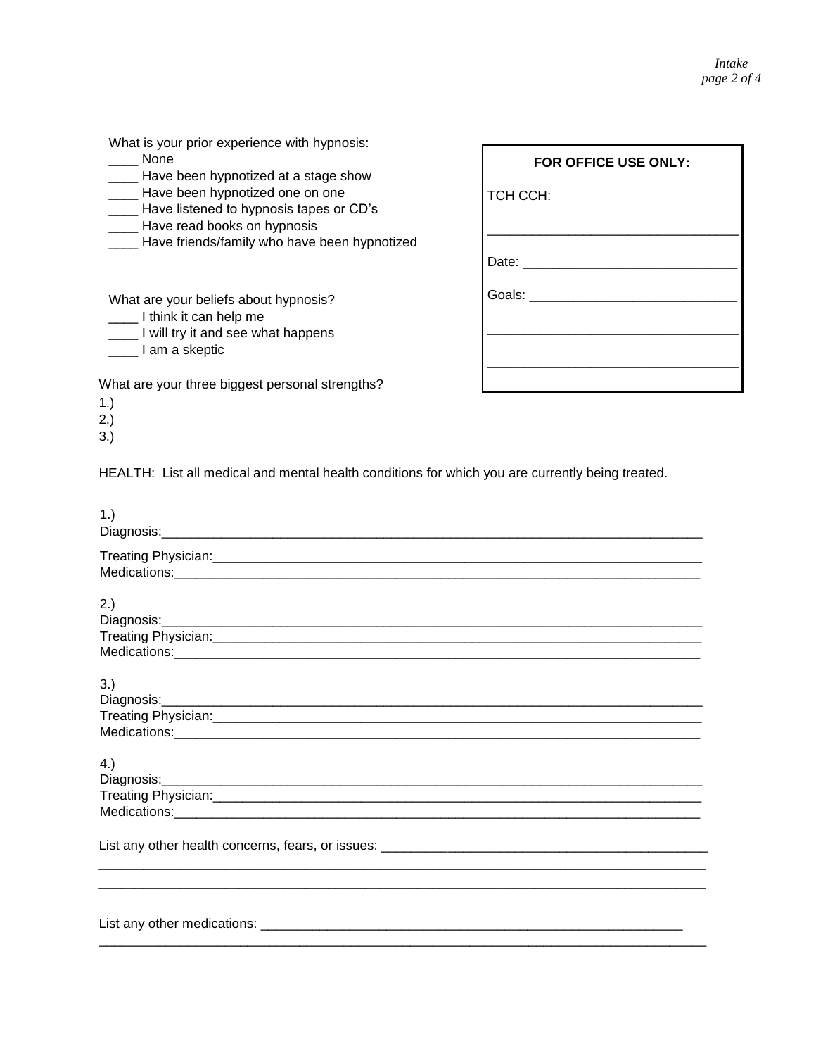What is your prior experience with hypnosis:

____ None
____ Have been hypnotized at a stage show
____ Have been hypnotized one on one
____ Have listened to hypnosis tapes or CD's
____ Have read books on hypnosis
____ Have friends/family who have been hypnotized

**FOR OFFICE USE ONLY:**

TCH CCH:

_________________________________

Date: ____________________________

Goals: ___________________________

_________________________________

_________________________________

What are your beliefs about hypnosis?

____ I think it can help me
____ I will try it and see what happens
____ I am a skeptic

What are your three biggest personal strengths?

1.)
2.)
3.)

HEALTH: List all medical and mental health conditions for which you are currently being treated.

1.)
Diagnosis:___________________________________________________________________
Treating Physician:____________________________________________________________
Medications:_________________________________________________________________

2.)
Diagnosis:___________________________________________________________________
Treating Physician:____________________________________________________________
Medications:_________________________________________________________________

3.)
Diagnosis:___________________________________________________________________
Treating Physician:____________________________________________________________
Medications:_________________________________________________________________

4.)
Diagnosis:___________________________________________________________________
Treating Physician:____________________________________________________________
Medications:_________________________________________________________________

List any other health concerns, fears, or issues: ________________________________________
_______________________________________________________________________________
_______________________________________________________________________________

List any other medications: _______________________________________________________
_______________________________________________________________________________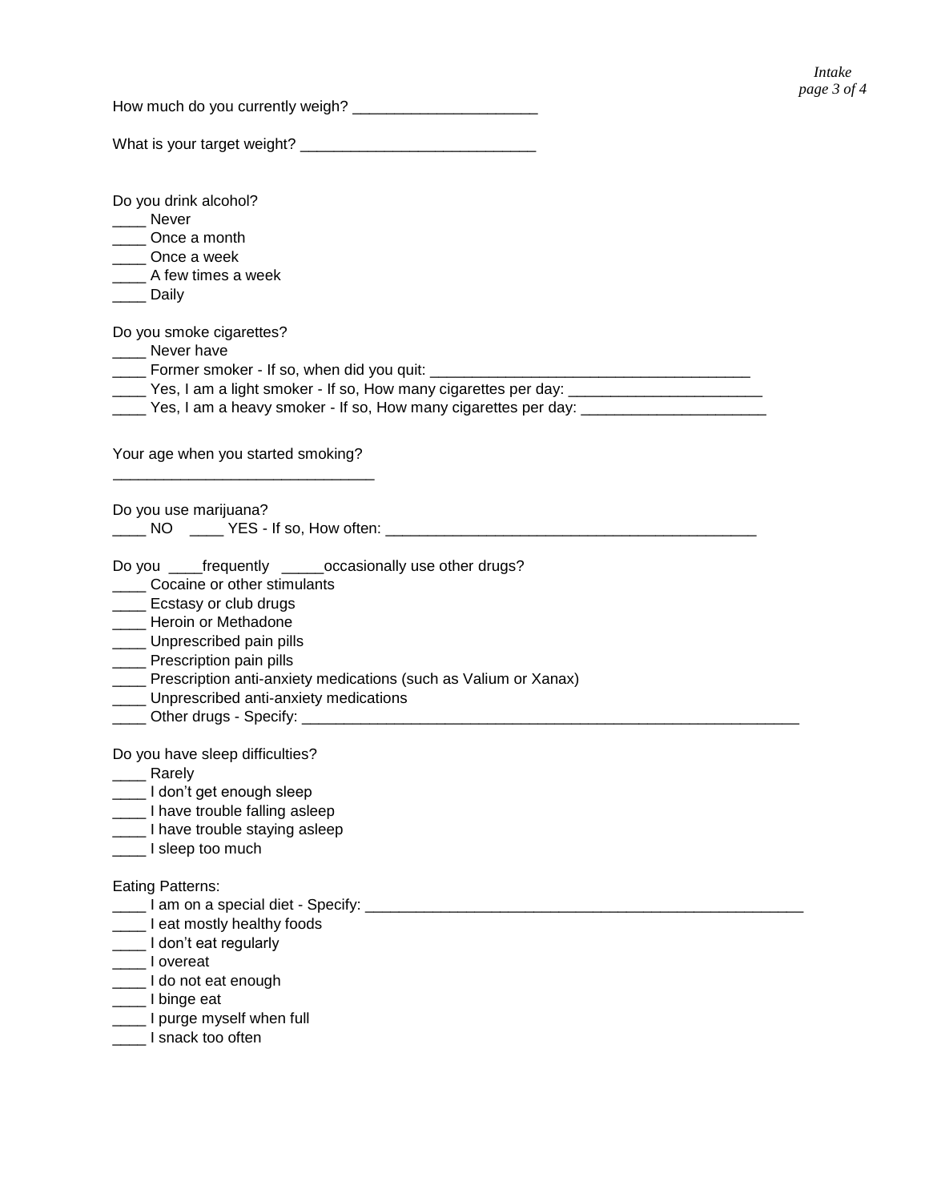How much do you currently weigh? ______________________

What is your target weight? ____________________________

Do you drink alcohol?

____ Never
____ Once a month
____ Once a week
____ A few times a week
____ Daily

Do you smoke cigarettes?

____ Never have
____ Former smoker - If so, when did you quit: ______________________________________
____ Yes, I am a light smoker - If so, How many cigarettes per day: _______________________
____ Yes, I am a heavy smoker - If so, How many cigarettes per day: ______________________

Your age when you started smoking?

______________________________

Do you use marijuana?

____ NO ____ YES - If so, How often: _____________________________________________

Do you ____frequently _____occasionally use other drugs?

____ Cocaine or other stimulants
____ Ecstasy or club drugs
____ Heroin or Methadone
____ Unprescribed pain pills
____ Prescription pain pills
____ Prescription anti-anxiety medications (such as Valium or Xanax)
____ Unprescribed anti-anxiety medications
____ Other drugs - Specify: ___________________________________________________________

Do you have sleep difficulties?

____ Rarely
____ I don't get enough sleep
____ I have trouble falling asleep
____ I have trouble staying asleep
____ I sleep too much

Eating Patterns:

____ I am on a special diet - Specify: ____________________________________________________
____ I eat mostly healthy foods
____ I don't eat regularly
____ I overeat
____ I do not eat enough
____ I binge eat
____ I purge myself when full
____ I snack too often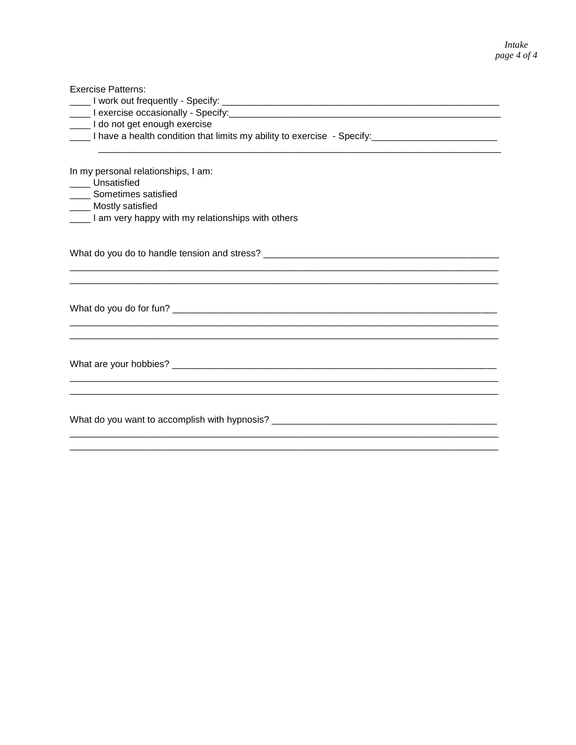Exercise Patterns:
____ I work out frequently - Specify: ______________________________________________________
____ I exercise occasionally - Specify:_____________________________________________________
____ I do not get enough exercise
____ I have a health condition that limits my ability to exercise - Specify:________________________
_______________________________________________________________________________

In my personal relationships, I am:
____ Unsatisfied
____ Sometimes satisfied
____ Mostly satisfied
____ I am very happy with my relationships with others

What do you do to handle tension and stress? ____________________________________________
_____________________________________________________________________________________
_____________________________________________________________________________________

What do you do for fun? ________________________________________________________________
_____________________________________________________________________________________
_____________________________________________________________________________________

What are your hobbies? _________________________________________________________________
_____________________________________________________________________________________
_____________________________________________________________________________________

What do you want to accomplish with hypnosis? __________________________________________
_____________________________________________________________________________________
_____________________________________________________________________________________